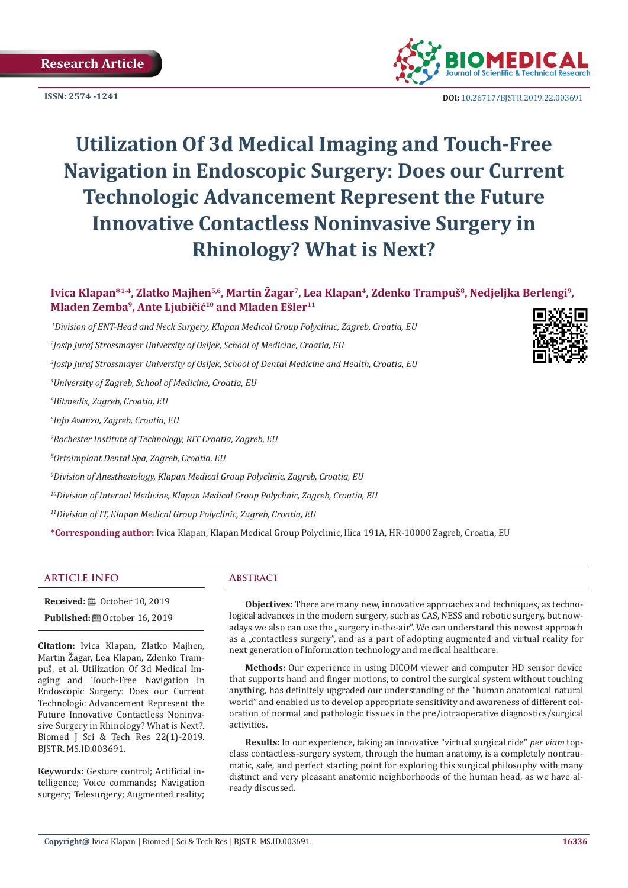Research Article

ISSN: 2574 -1241

DOI: 10.26717/BJSTR.2019.22.003691

# Utilization Of 3d Medical Imaging and Touch-Free Navigation in Endoscopic Surgery: Does our Current Technologic Advancement Represent the Future Innovative Contactless Noninvasive Surgery in Rhinology? What is Next?

**Ivica Klapan*[1-4], Zlatko Majhen[5,6], Martin Žagar[7], Lea Klapan[4], Zdenko Trampuš[8], Nedjeljka Berlengi[9], Mladen Zemba[9], Ante Ljubičić[10] and Mladen Ešler[11]**

[1]*Division of ENT-Head and Neck Surgery, Klapan Medical Group Polyclinic, Zagreb, Croatia, EU*

[2]*Josip Juraj Strossmayer University of Osijek, School of Medicine, Croatia, EU*

[3]*Josip Juraj Strossmayer University of Osijek, School of Dental Medicine and Health, Croatia, EU*

[4]*University of Zagreb, School of Medicine, Croatia, EU*

[5]*Bitmedix, Zagreb, Croatia, EU*

[6]*Info Avanza, Zagreb, Croatia, EU*

[7]*Rochester Institute of Technology, RIT Croatia, Zagreb, EU*

[8]*Ortoimplant Dental Spa, Zagreb, Croatia, EU*

[9]*Division of Anesthesiology, Klapan Medical Group Polyclinic, Zagreb, Croatia, EU*

[10]*Division of Internal Medicine, Klapan Medical Group Polyclinic, Zagreb, Croatia, EU*

[11]*Division of IT, Klapan Medical Group Polyclinic, Zagreb, Croatia, EU*

**\*Corresponding author:** Ivica Klapan, Klapan Medical Group Polyclinic, Ilica 191A, HR-10000 Zagreb, Croatia, EU

## Article Info

**Received:** October 10, 2019

**Published:** October 16, 2019

**Citation:** Ivica Klapan, Zlatko Majhen, Martin Žagar, Lea Klapan, Zdenko Trampuš, et al. Utilization Of 3d Medical Imaging and Touch-Free Navigation in Endoscopic Surgery: Does our Current Technologic Advancement Represent the Future Innovative Contactless Noninvasive Surgery in Rhinology? What is Next?. Biomed J Sci & Tech Res 22(1)-2019. BJSTR. MS.ID.003691.

**Keywords:** Gesture control; Artificial intelligence; Voice commands; Navigation surgery; Telesurgery; Augmented reality;

## Abstract

**Objectives:** There are many new, innovative approaches and techniques, as technological advances in the modern surgery, such as CAS, NESS and robotic surgery, but nowadays we also can use the „surgery in-the-air". We can understand this newest approach as a „contactless surgery", and as a part of adopting augmented and virtual reality for next generation of information technology and medical healthcare.

**Methods:** Our experience in using DICOM viewer and computer HD sensor device that supports hand and finger motions, to control the surgical system without touching anything, has definitely upgraded our understanding of the "human anatomical natural world" and enabled us to develop appropriate sensitivity and awareness of different coloration of normal and pathologic tissues in the pre/intraoperative diagnostics/surgical activities.

**Results:** In our experience, taking an innovative "virtual surgical ride" *per viam* top-class contactless-surgery system, through the human anatomy, is a completely nontraumatic, safe, and perfect starting point for exploring this surgical philosophy with many distinct and very pleasant anatomic neighborhoods of the human head, as we have already discussed.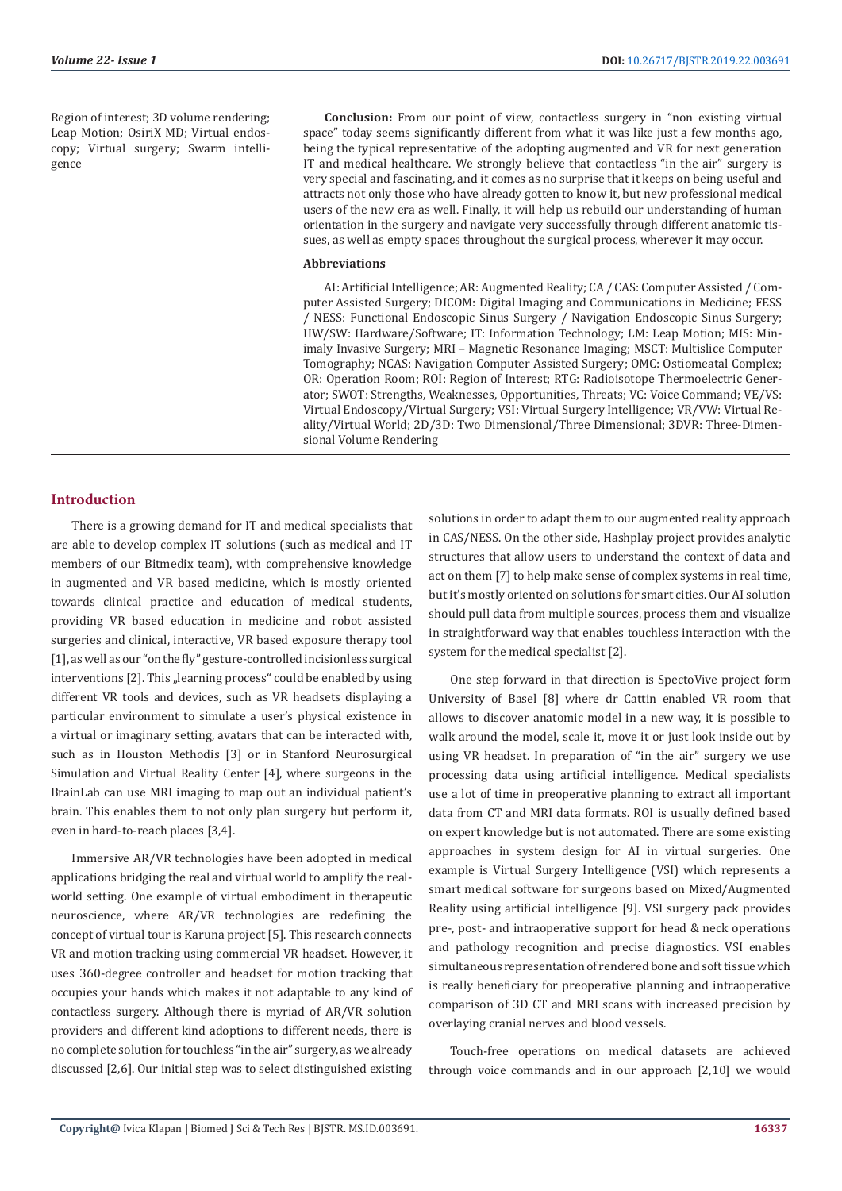Region of interest; 3D volume rendering; Leap Motion; OsiriX MD; Virtual endoscopy; Virtual surgery; Swarm intelligence

**Conclusion:** From our point of view, contactless surgery in "non existing virtual space" today seems significantly different from what it was like just a few months ago, being the typical representative of the adopting augmented and VR for next generation IT and medical healthcare. We strongly believe that contactless "in the air" surgery is very special and fascinating, and it comes as no surprise that it keeps on being useful and attracts not only those who have already gotten to know it, but new professional medical users of the new era as well. Finally, it will help us rebuild our understanding of human orientation in the surgery and navigate very successfully through different anatomic tissues, as well as empty spaces throughout the surgical process, wherever it may occur.

**Abbreviations**

AI: Artificial Intelligence; AR: Augmented Reality; CA / CAS: Computer Assisted / Computer Assisted Surgery; DICOM: Digital Imaging and Communications in Medicine; FESS / NESS: Functional Endoscopic Sinus Surgery / Navigation Endoscopic Sinus Surgery; HW/SW: Hardware/Software; IT: Information Technology; LM: Leap Motion; MIS: Minimaly Invasive Surgery; MRI – Magnetic Resonance Imaging; MSCT: Multislice Computer Tomography; NCAS: Navigation Computer Assisted Surgery; OMC: Ostiomeatal Complex; OR: Operation Room; ROI: Region of Interest; RTG: Radioisotope Thermoelectric Generator; SWOT: Strengths, Weaknesses, Opportunities, Threats; VC: Voice Command; VE/VS: Virtual Endoscopy/Virtual Surgery; VSI: Virtual Surgery Intelligence; VR/VW: Virtual Reality/Virtual World; 2D/3D: Two Dimensional/Three Dimensional; 3DVR: Three-Dimensional Volume Rendering

## Introduction

There is a growing demand for IT and medical specialists that are able to develop complex IT solutions (such as medical and IT members of our Bitmedix team), with comprehensive knowledge in augmented and VR based medicine, which is mostly oriented towards clinical practice and education of medical students, providing VR based education in medicine and robot assisted surgeries and clinical, interactive, VR based exposure therapy tool [1], as well as our "on the fly" gesture-controlled incisionless surgical interventions [2]. This „learning process" could be enabled by using different VR tools and devices, such as VR headsets displaying a particular environment to simulate a user's physical existence in a virtual or imaginary setting, avatars that can be interacted with, such as in Houston Methodis [3] or in Stanford Neurosurgical Simulation and Virtual Reality Center [4], where surgeons in the BrainLab can use MRI imaging to map out an individual patient's brain. This enables them to not only plan surgery but perform it, even in hard-to-reach places [3,4].

Immersive AR/VR technologies have been adopted in medical applications bridging the real and virtual world to amplify the real-world setting. One example of virtual embodiment in therapeutic neuroscience, where AR/VR technologies are redefining the concept of virtual tour is Karuna project [5]. This research connects VR and motion tracking using commercial VR headset. However, it uses 360-degree controller and headset for motion tracking that occupies your hands which makes it not adaptable to any kind of contactless surgery. Although there is myriad of AR/VR solution providers and different kind adoptions to different needs, there is no complete solution for touchless "in the air" surgery, as we already discussed [2,6]. Our initial step was to select distinguished existing solutions in order to adapt them to our augmented reality approach in CAS/NESS. On the other side, Hashplay project provides analytic structures that allow users to understand the context of data and act on them [7] to help make sense of complex systems in real time, but it's mostly oriented on solutions for smart cities. Our AI solution should pull data from multiple sources, process them and visualize in straightforward way that enables touchless interaction with the system for the medical specialist [2].

One step forward in that direction is SpectoVive project form University of Basel [8] where dr Cattin enabled VR room that allows to discover anatomic model in a new way, it is possible to walk around the model, scale it, move it or just look inside out by using VR headset. In preparation of "in the air" surgery we use processing data using artificial intelligence. Medical specialists use a lot of time in preoperative planning to extract all important data from CT and MRI data formats. ROI is usually defined based on expert knowledge but is not automated. There are some existing approaches in system design for AI in virtual surgeries. One example is Virtual Surgery Intelligence (VSI) which represents a smart medical software for surgeons based on Mixed/Augmented Reality using artificial intelligence [9]. VSI surgery pack provides pre-, post- and intraoperative support for head & neck operations and pathology recognition and precise diagnostics. VSI enables simultaneous representation of rendered bone and soft tissue which is really beneficiary for preoperative planning and intraoperative comparison of 3D CT and MRI scans with increased precision by overlaying cranial nerves and blood vessels.

Touch-free operations on medical datasets are achieved through voice commands and in our approach [2,10] we would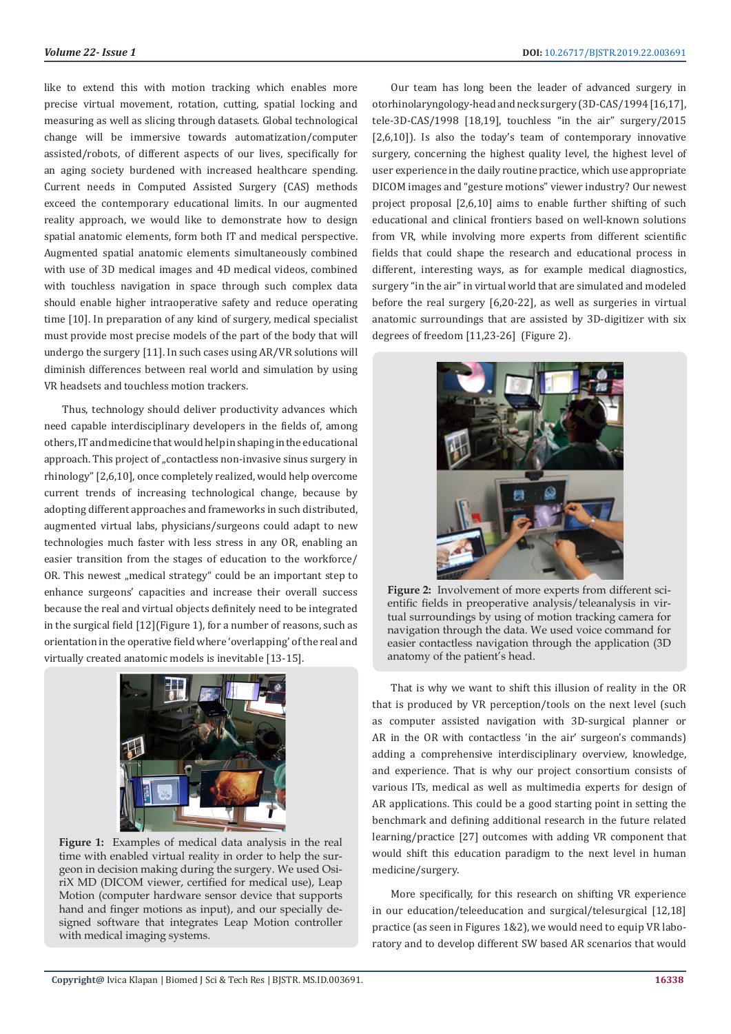like to extend this with motion tracking which enables more precise virtual movement, rotation, cutting, spatial locking and measuring as well as slicing through datasets. Global technological change will be immersive towards automatization/computer assisted/robots, of different aspects of our lives, specifically for an aging society burdened with increased healthcare spending. Current needs in Computed Assisted Surgery (CAS) methods exceed the contemporary educational limits. In our augmented reality approach, we would like to demonstrate how to design spatial anatomic elements, form both IT and medical perspective. Augmented spatial anatomic elements simultaneously combined with use of 3D medical images and 4D medical videos, combined with touchless navigation in space through such complex data should enable higher intraoperative safety and reduce operating time [10]. In preparation of any kind of surgery, medical specialist must provide most precise models of the part of the body that will undergo the surgery [11]. In such cases using AR/VR solutions will diminish differences between real world and simulation by using VR headsets and touchless motion trackers.

Thus, technology should deliver productivity advances which need capable interdisciplinary developers in the fields of, among others, IT and medicine that would help in shaping in the educational approach. This project of „contactless non-invasive sinus surgery in rhinology" [2,6,10], once completely realized, would help overcome current trends of increasing technological change, because by adopting different approaches and frameworks in such distributed, augmented virtual labs, physicians/surgeons could adapt to new technologies much faster with less stress in any OR, enabling an easier transition from the stages of education to the workforce/OR. This newest „medical strategy" could be an important step to enhance surgeons' capacities and increase their overall success because the real and virtual objects definitely need to be integrated in the surgical field [12](Figure 1), for a number of reasons, such as orientation in the operative field where 'overlapping' of the real and virtually created anatomic models is inevitable [13-15].

**Figure 1:** Examples of medical data analysis in the real time with enabled virtual reality in order to help the surgeon in decision making during the surgery. We used OsiriX MD (DICOM viewer, certified for medical use), Leap Motion (computer hardware sensor device that supports hand and finger motions as input), and our specially designed software that integrates Leap Motion controller with medical imaging systems.

Our team has long been the leader of advanced surgery in otorhinolaryngology-head and neck surgery (3D-CAS/1994 [16,17], tele-3D-CAS/1998 [18,19], touchless "in the air" surgery/2015 [2,6,10]). Is also the today's team of contemporary innovative surgery, concerning the highest quality level, the highest level of user experience in the daily routine practice, which use appropriate DICOM images and "gesture motions" viewer industry? Our newest project proposal [2,6,10] aims to enable further shifting of such educational and clinical frontiers based on well-known solutions from VR, while involving more experts from different scientific fields that could shape the research and educational process in different, interesting ways, as for example medical diagnostics, surgery "in the air" in virtual world that are simulated and modeled before the real surgery [6,20-22], as well as surgeries in virtual anatomic surroundings that are assisted by 3D-digitizer with six degrees of freedom [11,23-26] (Figure 2).

**Figure 2:** Involvement of more experts from different scientific fields in preoperative analysis/teleanalysis in virtual surroundings by using of motion tracking camera for navigation through the data. We used voice command for easier contactless navigation through the application (3D anatomy of the patient's head.

That is why we want to shift this illusion of reality in the OR that is produced by VR perception/tools on the next level (such as computer assisted navigation with 3D-surgical planner or AR in the OR with contactless 'in the air' surgeon's commands) adding a comprehensive interdisciplinary overview, knowledge, and experience. That is why our project consortium consists of various ITs, medical as well as multimedia experts for design of AR applications. This could be a good starting point in setting the benchmark and defining additional research in the future related learning/practice [27] outcomes with adding VR component that would shift this education paradigm to the next level in human medicine/surgery.

More specifically, for this research on shifting VR experience in our education/teleeducation and surgical/telesurgical [12,18] practice (as seen in Figures 1&2), we would need to equip VR laboratory and to develop different SW based AR scenarios that would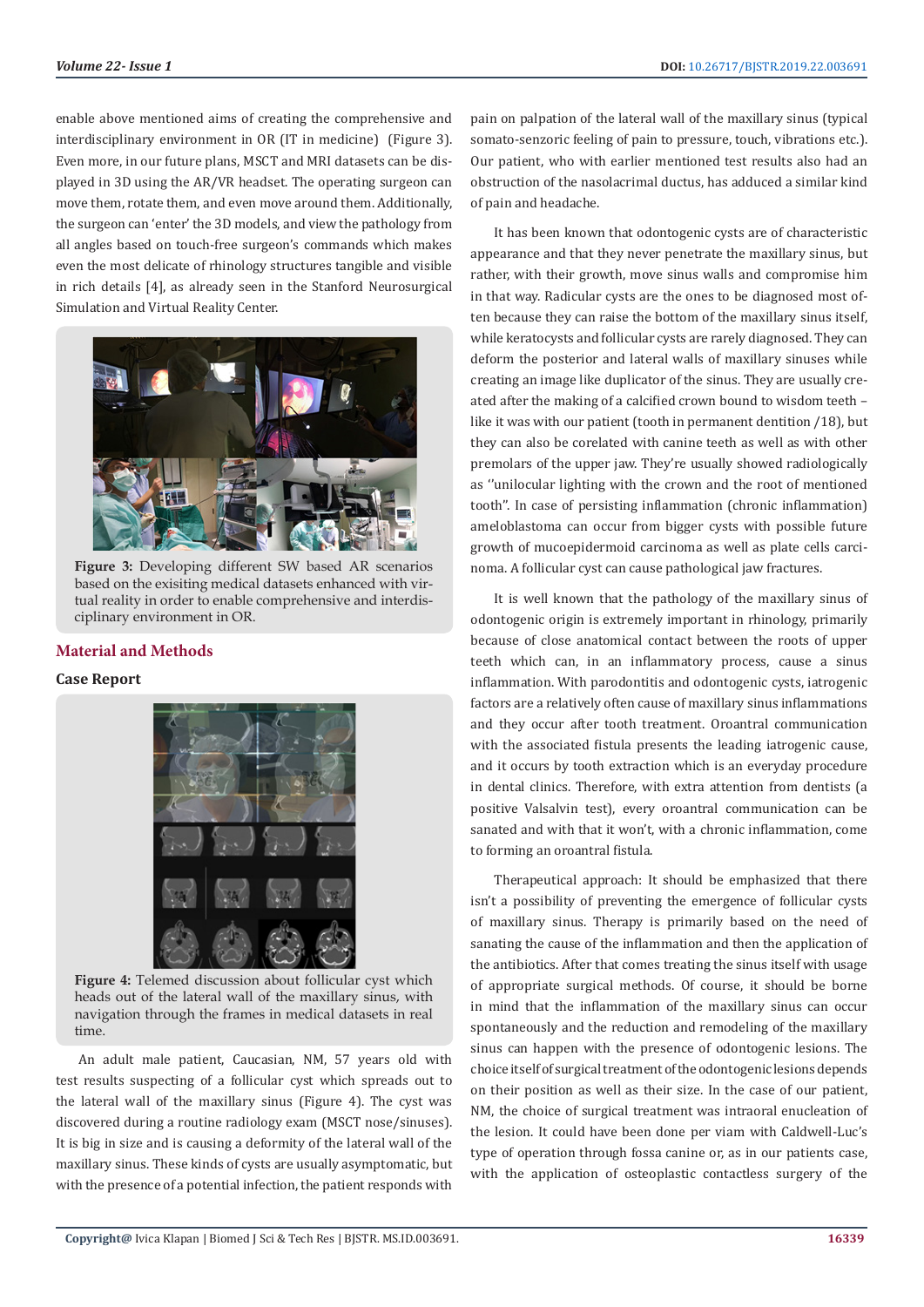enable above mentioned aims of creating the comprehensive and interdisciplinary environment in OR (IT in medicine) (Figure 3). Even more, in our future plans, MSCT and MRI datasets can be displayed in 3D using the AR/VR headset. The operating surgeon can move them, rotate them, and even move around them. Additionally, the surgeon can 'enter' the 3D models, and view the pathology from all angles based on touch-free surgeon's commands which makes even the most delicate of rhinology structures tangible and visible in rich details [4], as already seen in the Stanford Neurosurgical Simulation and Virtual Reality Center.

**Figure 3:** Developing different SW based AR scenarios based on the exisiting medical datasets enhanced with virtual reality in order to enable comprehensive and interdisciplinary environment in OR.

## Material and Methods

### Case Report

**Figure 4:** Telemed discussion about follicular cyst which heads out of the lateral wall of the maxillary sinus, with navigation through the frames in medical datasets in real time.

An adult male patient, Caucasian, NM, 57 years old with test results suspecting of a follicular cyst which spreads out to the lateral wall of the maxillary sinus (Figure 4). The cyst was discovered during a routine radiology exam (MSCT nose/sinuses). It is big in size and is causing a deformity of the lateral wall of the maxillary sinus. These kinds of cysts are usually asymptomatic, but with the presence of a potential infection, the patient responds with pain on palpation of the lateral wall of the maxillary sinus (typical somato-senzoric feeling of pain to pressure, touch, vibrations etc.). Our patient, who with earlier mentioned test results also had an obstruction of the nasolacrimal ductus, has adduced a similar kind of pain and headache.

It has been known that odontogenic cysts are of characteristic appearance and that they never penetrate the maxillary sinus, but rather, with their growth, move sinus walls and compromise him in that way. Radicular cysts are the ones to be diagnosed most often because they can raise the bottom of the maxillary sinus itself, while keratocysts and follicular cysts are rarely diagnosed. They can deform the posterior and lateral walls of maxillary sinuses while creating an image like duplicator of the sinus. They are usually created after the making of a calcified crown bound to wisdom teeth – like it was with our patient (tooth in permanent dentition /18), but they can also be corelated with canine teeth as well as with other premolars of the upper jaw. They're usually showed radiologically as ''unilocular lighting with the crown and the root of mentioned tooth". In case of persisting inflammation (chronic inflammation) ameloblastoma can occur from bigger cysts with possible future growth of mucoepidermoid carcinoma as well as plate cells carcinoma. A follicular cyst can cause pathological jaw fractures.

It is well known that the pathology of the maxillary sinus of odontogenic origin is extremely important in rhinology, primarily because of close anatomical contact between the roots of upper teeth which can, in an inflammatory process, cause a sinus inflammation. With parodontitis and odontogenic cysts, iatrogenic factors are a relatively often cause of maxillary sinus inflammations and they occur after tooth treatment. Oroantral communication with the associated fistula presents the leading iatrogenic cause, and it occurs by tooth extraction which is an everyday procedure in dental clinics. Therefore, with extra attention from dentists (a positive Valsalvin test), every oroantral communication can be sanated and with that it won't, with a chronic inflammation, come to forming an oroantral fistula.

Therapeutical approach: It should be emphasized that there isn't a possibility of preventing the emergence of follicular cysts of maxillary sinus. Therapy is primarily based on the need of sanating the cause of the inflammation and then the application of the antibiotics. After that comes treating the sinus itself with usage of appropriate surgical methods. Of course, it should be borne in mind that the inflammation of the maxillary sinus can occur spontaneously and the reduction and remodeling of the maxillary sinus can happen with the presence of odontogenic lesions. The choice itself of surgical treatment of the odontogenic lesions depends on their position as well as their size. In the case of our patient, NM, the choice of surgical treatment was intraoral enucleation of the lesion. It could have been done per viam with Caldwell-Luc's type of operation through fossa canine or, as in our patients case, with the application of osteoplastic contactless surgery of the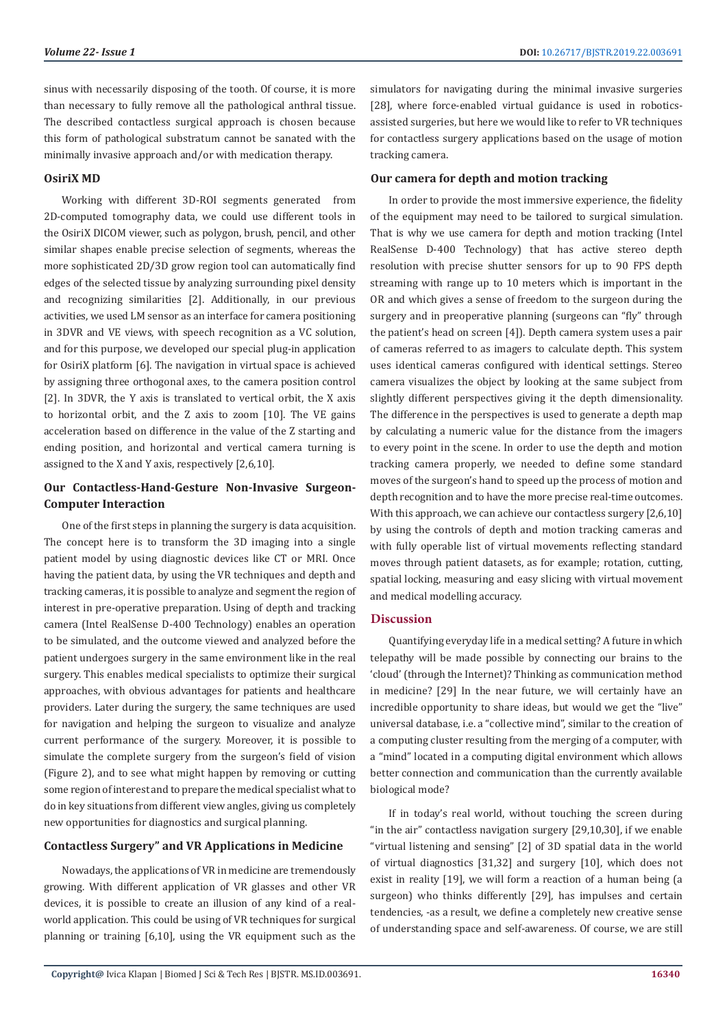sinus with necessarily disposing of the tooth. Of course, it is more than necessary to fully remove all the pathological anthral tissue. The described contactless surgical approach is chosen because this form of pathological substratum cannot be sanated with the minimally invasive approach and/or with medication therapy.

### OsiriX MD

Working with different 3D-ROI segments generated from 2D-computed tomography data, we could use different tools in the OsiriX DICOM viewer, such as polygon, brush, pencil, and other similar shapes enable precise selection of segments, whereas the more sophisticated 2D/3D grow region tool can automatically find edges of the selected tissue by analyzing surrounding pixel density and recognizing similarities [2]. Additionally, in our previous activities, we used LM sensor as an interface for camera positioning in 3DVR and VE views, with speech recognition as a VC solution, and for this purpose, we developed our special plug-in application for OsiriX platform [6]. The navigation in virtual space is achieved by assigning three orthogonal axes, to the camera position control [2]. In 3DVR, the Y axis is translated to vertical orbit, the X axis to horizontal orbit, and the Z axis to zoom [10]. The VE gains acceleration based on difference in the value of the Z starting and ending position, and horizontal and vertical camera turning is assigned to the X and Y axis, respectively [2,6,10].

### Our Contactless-Hand-Gesture Non-Invasive Surgeon-Computer Interaction

One of the first steps in planning the surgery is data acquisition. The concept here is to transform the 3D imaging into a single patient model by using diagnostic devices like CT or MRI. Once having the patient data, by using the VR techniques and depth and tracking cameras, it is possible to analyze and segment the region of interest in pre-operative preparation. Using of depth and tracking camera (Intel RealSense D-400 Technology) enables an operation to be simulated, and the outcome viewed and analyzed before the patient undergoes surgery in the same environment like in the real surgery. This enables medical specialists to optimize their surgical approaches, with obvious advantages for patients and healthcare providers. Later during the surgery, the same techniques are used for navigation and helping the surgeon to visualize and analyze current performance of the surgery. Moreover, it is possible to simulate the complete surgery from the surgeon's field of vision (Figure 2), and to see what might happen by removing or cutting some region of interest and to prepare the medical specialist what to do in key situations from different view angles, giving us completely new opportunities for diagnostics and surgical planning.

### Contactless Surgery" and VR Applications in Medicine

Nowadays, the applications of VR in medicine are tremendously growing. With different application of VR glasses and other VR devices, it is possible to create an illusion of any kind of a real-world application. This could be using of VR techniques for surgical planning or training [6,10], using the VR equipment such as the simulators for navigating during the minimal invasive surgeries [28], where force-enabled virtual guidance is used in robotics-assisted surgeries, but here we would like to refer to VR techniques for contactless surgery applications based on the usage of motion tracking camera.

### Our camera for depth and motion tracking

In order to provide the most immersive experience, the fidelity of the equipment may need to be tailored to surgical simulation. That is why we use camera for depth and motion tracking (Intel RealSense D-400 Technology) that has active stereo depth resolution with precise shutter sensors for up to 90 FPS depth streaming with range up to 10 meters which is important in the OR and which gives a sense of freedom to the surgeon during the surgery and in preoperative planning (surgeons can "fly" through the patient's head on screen [4]). Depth camera system uses a pair of cameras referred to as imagers to calculate depth. This system uses identical cameras configured with identical settings. Stereo camera visualizes the object by looking at the same subject from slightly different perspectives giving it the depth dimensionality. The difference in the perspectives is used to generate a depth map by calculating a numeric value for the distance from the imagers to every point in the scene. In order to use the depth and motion tracking camera properly, we needed to define some standard moves of the surgeon's hand to speed up the process of motion and depth recognition and to have the more precise real-time outcomes. With this approach, we can achieve our contactless surgery [2,6,10] by using the controls of depth and motion tracking cameras and with fully operable list of virtual movements reflecting standard moves through patient datasets, as for example; rotation, cutting, spatial locking, measuring and easy slicing with virtual movement and medical modelling accuracy.

## Discussion

Quantifying everyday life in a medical setting? A future in which telepathy will be made possible by connecting our brains to the 'cloud' (through the Internet)? Thinking as communication method in medicine? [29] In the near future, we will certainly have an incredible opportunity to share ideas, but would we get the "live" universal database, i.e. a "collective mind", similar to the creation of a computing cluster resulting from the merging of a computer, with a "mind" located in a computing digital environment which allows better connection and communication than the currently available biological mode?

If in today's real world, without touching the screen during "in the air" contactless navigation surgery [29,10,30], if we enable "virtual listening and sensing" [2] of 3D spatial data in the world of virtual diagnostics [31,32] and surgery [10], which does not exist in reality [19], we will form a reaction of a human being (a surgeon) who thinks differently [29], has impulses and certain tendencies, -as a result, we define a completely new creative sense of understanding space and self-awareness. Of course, we are still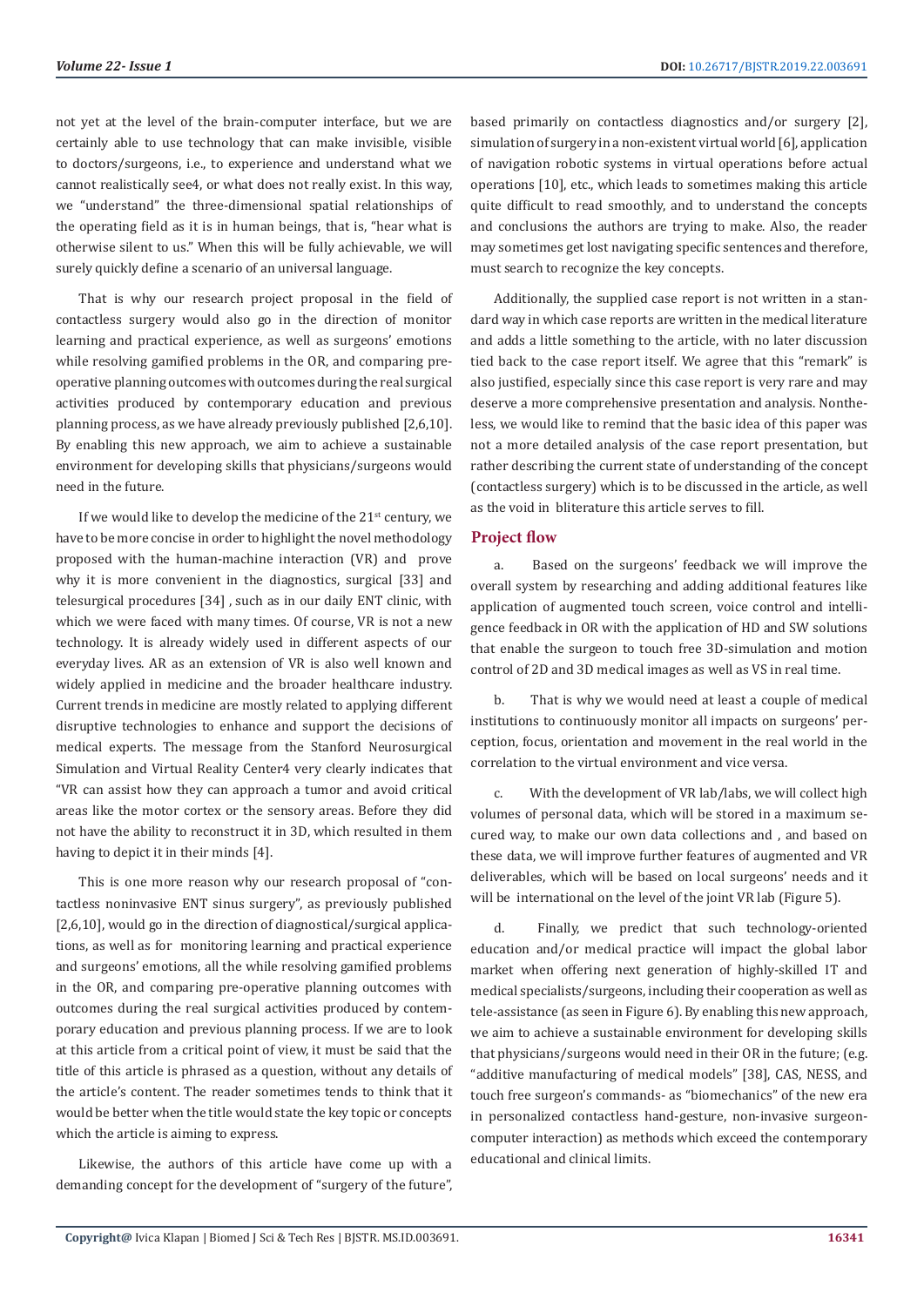not yet at the level of the brain-computer interface, but we are certainly able to use technology that can make invisible, visible to doctors/surgeons, i.e., to experience and understand what we cannot realistically see4, or what does not really exist. In this way, we "understand" the three-dimensional spatial relationships of the operating field as it is in human beings, that is, "hear what is otherwise silent to us." When this will be fully achievable, we will surely quickly define a scenario of an universal language.

That is why our research project proposal in the field of contactless surgery would also go in the direction of monitor learning and practical experience, as well as surgeons' emotions while resolving gamified problems in the OR, and comparing pre-operative planning outcomes with outcomes during the real surgical activities produced by contemporary education and previous planning process, as we have already previously published [2,6,10]. By enabling this new approach, we aim to achieve a sustainable environment for developing skills that physicians/surgeons would need in the future.

If we would like to develop the medicine of the 21st century, we have to be more concise in order to highlight the novel methodology proposed with the human-machine interaction (VR) and prove why it is more convenient in the diagnostics, surgical [33] and telesurgical procedures [34] , such as in our daily ENT clinic, with which we were faced with many times. Of course, VR is not a new technology. It is already widely used in different aspects of our everyday lives. AR as an extension of VR is also well known and widely applied in medicine and the broader healthcare industry. Current trends in medicine are mostly related to applying different disruptive technologies to enhance and support the decisions of medical experts. The message from the Stanford Neurosurgical Simulation and Virtual Reality Center4 very clearly indicates that "VR can assist how they can approach a tumor and avoid critical areas like the motor cortex or the sensory areas. Before they did not have the ability to reconstruct it in 3D, which resulted in them having to depict it in their minds [4].

This is one more reason why our research proposal of "contactless noninvasive ENT sinus surgery", as previously published [2,6,10], would go in the direction of diagnostical/surgical applications, as well as for monitoring learning and practical experience and surgeons' emotions, all the while resolving gamified problems in the OR, and comparing pre-operative planning outcomes with outcomes during the real surgical activities produced by contemporary education and previous planning process. If we are to look at this article from a critical point of view, it must be said that the title of this article is phrased as a question, without any details of the article's content. The reader sometimes tends to think that it would be better when the title would state the key topic or concepts which the article is aiming to express.

Likewise, the authors of this article have come up with a demanding concept for the development of "surgery of the future", based primarily on contactless diagnostics and/or surgery [2], simulation of surgery in a non-existent virtual world [6], application of navigation robotic systems in virtual operations before actual operations [10], etc., which leads to sometimes making this article quite difficult to read smoothly, and to understand the concepts and conclusions the authors are trying to make. Also, the reader may sometimes get lost navigating specific sentences and therefore, must search to recognize the key concepts.

Additionally, the supplied case report is not written in a standard way in which case reports are written in the medical literature and adds a little something to the article, with no later discussion tied back to the case report itself. We agree that this "remark" is also justified, especially since this case report is very rare and may deserve a more comprehensive presentation and analysis. Nontheless, we would like to remind that the basic idea of this paper was not a more detailed analysis of the case report presentation, but rather describing the current state of understanding of the concept (contactless surgery) which is to be discussed in the article, as well as the void in bliterature this article serves to fill.

## Project flow

a. Based on the surgeons' feedback we will improve the overall system by researching and adding additional features like application of augmented touch screen, voice control and intelligence feedback in OR with the application of HD and SW solutions that enable the surgeon to touch free 3D-simulation and motion control of 2D and 3D medical images as well as VS in real time.

b. That is why we would need at least a couple of medical institutions to continuously monitor all impacts on surgeons' perception, focus, orientation and movement in the real world in the correlation to the virtual environment and vice versa.

c. With the development of VR lab/labs, we will collect high volumes of personal data, which will be stored in a maximum secured way, to make our own data collections and , and based on these data, we will improve further features of augmented and VR deliverables, which will be based on local surgeons' needs and it will be international on the level of the joint VR lab (Figure 5).

d. Finally, we predict that such technology-oriented education and/or medical practice will impact the global labor market when offering next generation of highly-skilled IT and medical specialists/surgeons, including their cooperation as well as tele-assistance (as seen in Figure 6). By enabling this new approach, we aim to achieve a sustainable environment for developing skills that physicians/surgeons would need in their OR in the future; (e.g. "additive manufacturing of medical models" [38], CAS, NESS, and touch free surgeon's commands- as "biomechanics" of the new era in personalized contactless hand-gesture, non-invasive surgeon-computer interaction) as methods which exceed the contemporary educational and clinical limits.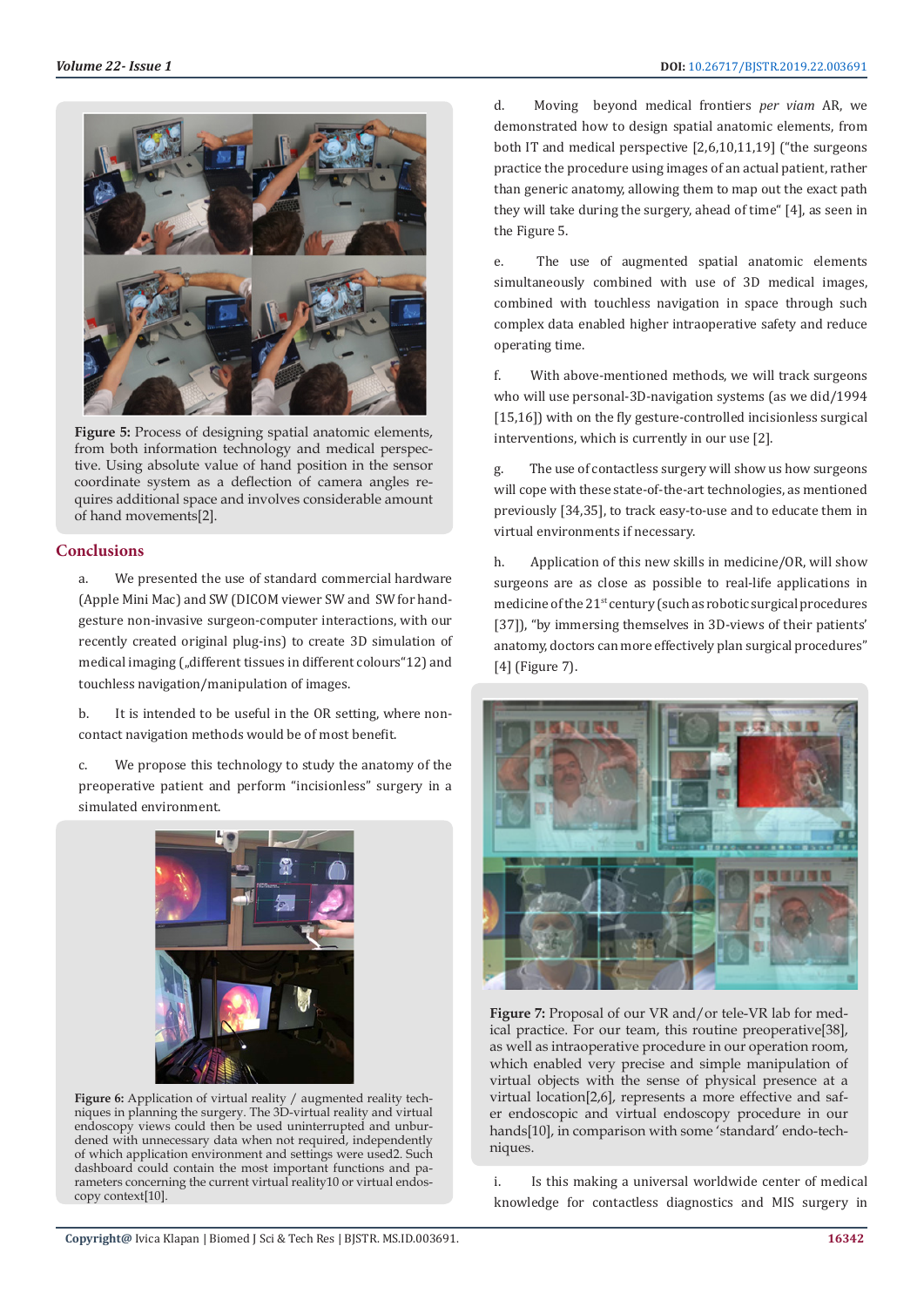Figure 5: Process of designing spatial anatomic elements, from both information technology and medical perspective. Using absolute value of hand position in the sensor coordinate system as a deflection of camera angles requires additional space and involves considerable amount of hand movements[2].

## Conclusions

a. We presented the use of standard commercial hardware (Apple Mini Mac) and SW (DICOM viewer SW and SW for hand-gesture non-invasive surgeon-computer interactions, with our recently created original plug-ins) to create 3D simulation of medical imaging („different tissues in different colours"12) and touchless navigation/manipulation of images.

b. It is intended to be useful in the OR setting, where non-contact navigation methods would be of most benefit.

c. We propose this technology to study the anatomy of the preoperative patient and perform "incisionless" surgery in a simulated environment.

Figure 6: Application of virtual reality / augmented reality techniques in planning the surgery. The 3D-virtual reality and virtual endoscopy views could then be used uninterrupted and unburdened with unnecessary data when not required, independently of which application environment and settings were used2. Such dashboard could contain the most important functions and parameters concerning the current virtual reality10 or virtual endoscopy context[10].

d. Moving beyond medical frontiers *per viam* AR, we demonstrated how to design spatial anatomic elements, from both IT and medical perspective [2,6,10,11,19] ("the surgeons practice the procedure using images of an actual patient, rather than generic anatomy, allowing them to map out the exact path they will take during the surgery, ahead of time" [4], as seen in the Figure 5.

e. The use of augmented spatial anatomic elements simultaneously combined with use of 3D medical images, combined with touchless navigation in space through such complex data enabled higher intraoperative safety and reduce operating time.

f. With above-mentioned methods, we will track surgeons who will use personal-3D-navigation systems (as we did/1994 [15,16]) with on the fly gesture-controlled incisionless surgical interventions, which is currently in our use [2].

g. The use of contactless surgery will show us how surgeons will cope with these state-of-the-art technologies, as mentioned previously [34,35], to track easy-to-use and to educate them in virtual environments if necessary.

h. Application of this new skills in medicine/OR, will show surgeons are as close as possible to real-life applications in medicine of the 21st century (such as robotic surgical procedures [37]), "by immersing themselves in 3D-views of their patients' anatomy, doctors can more effectively plan surgical procedures" [4] (Figure 7).

Figure 7: Proposal of our VR and/or tele-VR lab for medical practice. For our team, this routine preoperative[38], as well as intraoperative procedure in our operation room, which enabled very precise and simple manipulation of virtual objects with the sense of physical presence at a virtual location[2,6], represents a more effective and safer endoscopic and virtual endoscopy procedure in our hands[10], in comparison with some 'standard' endo-techniques.

i. Is this making a universal worldwide center of medical knowledge for contactless diagnostics and MIS surgery in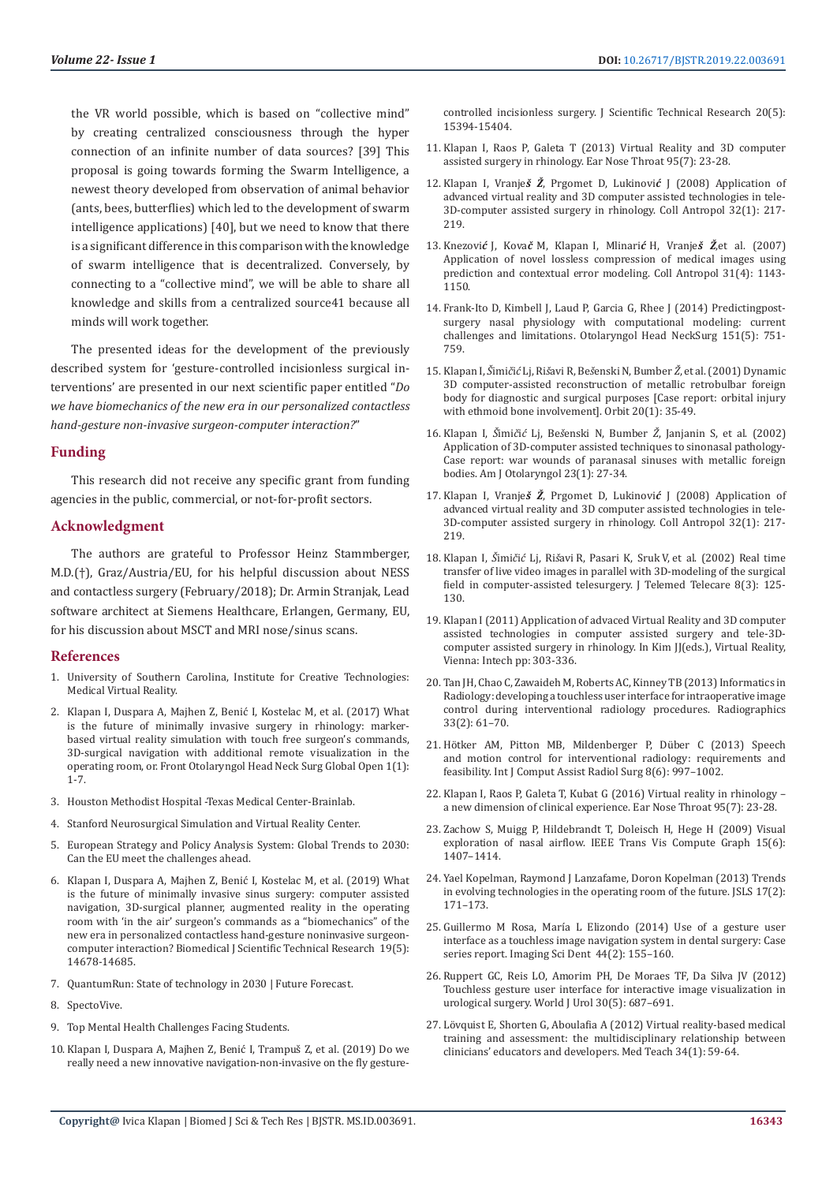the VR world possible, which is based on "collective mind" by creating centralized consciousness through the hyper connection of an infinite number of data sources? [39] This proposal is going towards forming the Swarm Intelligence, a newest theory developed from observation of animal behavior (ants, bees, butterflies) which led to the development of swarm intelligence applications) [40], but we need to know that there is a significant difference in this comparison with the knowledge of swarm intelligence that is decentralized. Conversely, by connecting to a "collective mind", we will be able to share all knowledge and skills from a centralized source41 because all minds will work together.

The presented ideas for the development of the previously described system for 'gesture-controlled incisionless surgical interventions' are presented in our next scientific paper entitled "*Do we have biomechanics of the new era in our personalized contactless hand-gesture non-invasive surgeon-computer interaction?*"

## Funding

This research did not receive any specific grant from funding agencies in the public, commercial, or not-for-profit sectors.

## Acknowledgment

The authors are grateful to Professor Heinz Stammberger, M.D.(†), Graz/Austria/EU, for his helpful discussion about NESS and contactless surgery (February/2018); Dr. Armin Stranjak, Lead software architect at Siemens Healthcare, Erlangen, Germany, EU, for his discussion about MSCT and MRI nose/sinus scans.

## References

1. University of Southern Carolina, Institute for Creative Technologies: Medical Virtual Reality.
2. Klapan I, Duspara A, Majhen Z, Benić I, Kostelac M, et al. (2017) What is the future of minimally invasive surgery in rhinology: marker-based virtual reality simulation with touch free surgeon's commands, 3D-surgical navigation with additional remote visualization in the operating room, or. Front Otolaryngol Head Neck Surg Global Open 1(1): 1-7.
3. Houston Methodist Hospital -Texas Medical Center-Brainlab.
4. Stanford Neurosurgical Simulation and Virtual Reality Center.
5. European Strategy and Policy Analysis System: Global Trends to 2030: Can the EU meet the challenges ahead.
6. Klapan I, Duspara A, Majhen Z, Benić I, Kostelac M, et al. (2019) What is the future of minimally invasive sinus surgery: computer assisted navigation, 3D-surgical planner, augmented reality in the operating room with 'in the air' surgeon's commands as a "biomechanics" of the new era in personalized contactless hand-gesture noninvasive surgeon-computer interaction? Biomedical J Scientific Technical Research 19(5): 14678-14685.
7. QuantumRun: State of technology in 2030 | Future Forecast.
8. SpectoVive.
9. Top Mental Health Challenges Facing Students.
10. Klapan I, Duspara A, Majhen Z, Benić I, Trampuš Z, et al. (2019) Do we really need a new innovative navigation-non-invasive on the fly gesture-controlled incisionless surgery. J Scientific Technical Research 20(5): 15394-15404.
11. Klapan I, Raos P, Galeta T (2013) Virtual Reality and 3D computer assisted surgery in rhinology. Ear Nose Throat 95(7): 23-28.
12. Klapan I, Vranješ Ž, Prgomet D, Lukinović J (2008) Application of advanced virtual reality and 3D computer assisted technologies in tele-3D-computer assisted surgery in rhinology. Coll Antropol 32(1): 217-219.
13. Knezović J, Kovač M, Klapan I, Mlinarić H, Vranješ Ž,et al. (2007) Application of novel lossless compression of medical images using prediction and contextual error modeling. Coll Antropol 31(4): 1143-1150.
14. Frank-Ito D, Kimbell J, Laud P, Garcia G, Rhee J (2014) Predictingpost-surgery nasal physiology with computational modeling: current challenges and limitations. Otolaryngol Head NeckSurg 151(5): 751-759.
15. Klapan I, Šimičić Lj, Rišavi R, Bešenski N, Bumber Ž, et al. (2001) Dynamic 3D computer-assisted reconstruction of metallic retrobulbar foreign body for diagnostic and surgical purposes [Case report: orbital injury with ethmoid bone involvement]. Orbit 20(1): 35-49.
16. Klapan I, Šimičić Lj, Bešenski N, Bumber Ž, Janjanin S, et al. (2002) Application of 3D-computer assisted techniques to sinonasal pathology-Case report: war wounds of paranasal sinuses with metallic foreign bodies. Am J Otolaryngol 23(1): 27-34.
17. Klapan I, Vranješ Ž, Prgomet D, Lukinović J (2008) Application of advanced virtual reality and 3D computer assisted technologies in tele-3D-computer assisted surgery in rhinology. Coll Antropol 32(1): 217-219.
18. Klapan I, Šimičić Lj, Rišavi R, Pasari K, Sruk V, et al. (2002) Real time transfer of live video images in parallel with 3D-modeling of the surgical field in computer-assisted telesurgery. J Telemed Telecare 8(3): 125-130.
19. Klapan I (2011) Application of advaced Virtual Reality and 3D computer assisted technologies in computer assisted surgery and tele-3D-computer assisted surgery in rhinology. In Kim JJ(eds.), Virtual Reality, Vienna: Intech pp: 303-336.
20. Tan JH, Chao C, Zawaideh M, Roberts AC, Kinney TB (2013) Informatics in Radiology: developing a touchless user interface for intraoperative image control during interventional radiology procedures. Radiographics 33(2): 61–70.
21. Hötker AM, Pitton MB, Mildenberger P, Düber C (2013) Speech and motion control for interventional radiology: requirements and feasibility. Int J Comput Assist Radiol Surg 8(6): 997–1002.
22. Klapan I, Raos P, Galeta T, Kubat G (2016) Virtual reality in rhinology – a new dimension of clinical experience. Ear Nose Throat 95(7): 23-28.
23. Zachow S, Muigg P, Hildebrandt T, Doleisch H, Hege H (2009) Visual exploration of nasal airflow. IEEE Trans Vis Compute Graph 15(6): 1407–1414.
24. Yael Kopelman, Raymond J Lanzafame, Doron Kopelman (2013) Trends in evolving technologies in the operating room of the future. JSLS 17(2): 171–173.
25. Guillermo M Rosa, María L Elizondo (2014) Use of a gesture user interface as a touchless image navigation system in dental surgery: Case series report. Imaging Sci Dent 44(2): 155–160.
26. Ruppert GC, Reis LO, Amorim PH, De Moraes TF, Da Silva JV (2012) Touchless gesture user interface for interactive image visualization in urological surgery. World J Urol 30(5): 687–691.
27. Lövquist E, Shorten G, Aboulafia A (2012) Virtual reality-based medical training and assessment: the multidisciplinary relationship between clinicians' educators and developers. Med Teach 34(1): 59-64.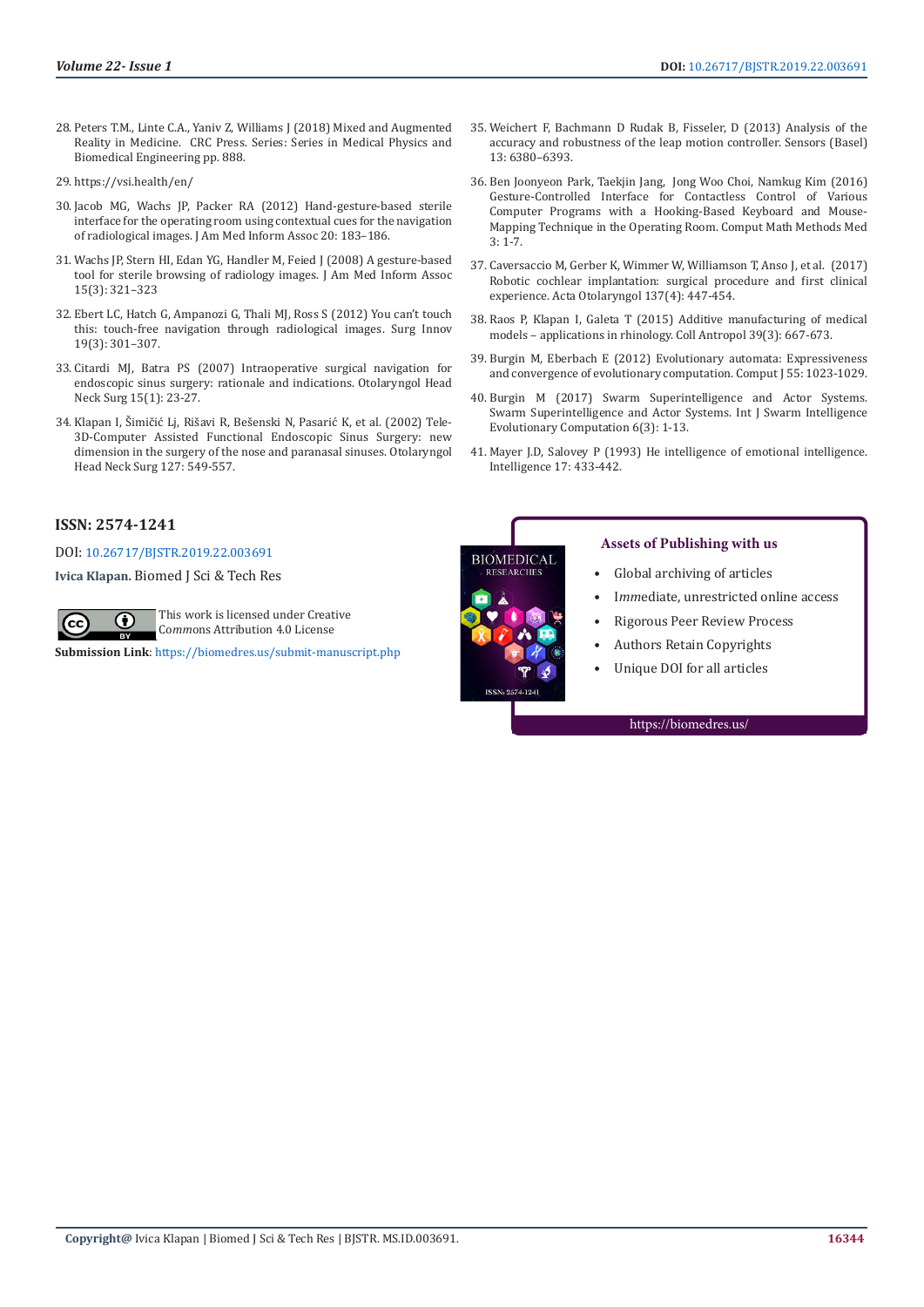28. Peters T.M., Linte C.A., Yaniv Z, Williams J (2018) Mixed and Augmented Reality in Medicine. CRC Press. Series: Series in Medical Physics and Biomedical Engineering pp. 888.

29. https://vsi.health/en/

30. Jacob MG, Wachs JP, Packer RA (2012) Hand-gesture-based sterile interface for the operating room using contextual cues for the navigation of radiological images. J Am Med Inform Assoc 20: 183–186.

31. Wachs JP, Stern HI, Edan YG, Handler M, Feied J (2008) A gesture-based tool for sterile browsing of radiology images. J Am Med Inform Assoc 15(3): 321–323

32. Ebert LC, Hatch G, Ampanozi G, Thali MJ, Ross S (2012) You can't touch this: touch-free navigation through radiological images. Surg Innov 19(3): 301–307.

33. Citardi MJ, Batra PS (2007) Intraoperative surgical navigation for endoscopic sinus surgery: rationale and indications. Otolaryngol Head Neck Surg 15(1): 23-27.

34. Klapan I, Šimičić Lj, Rišavi R, Bešenski N, Pasarić K, et al. (2002) Tele-3D-Computer Assisted Functional Endoscopic Sinus Surgery: new dimension in the surgery of the nose and paranasal sinuses. Otolaryngol Head Neck Surg 127: 549-557.

35. Weichert F, Bachmann D Rudak B, Fisseler, D (2013) Analysis of the accuracy and robustness of the leap motion controller. Sensors (Basel) 13: 6380–6393.

36. Ben Joonyeon Park, Taekjin Jang, Jong Woo Choi, Namkug Kim (2016) Gesture-Controlled Interface for Contactless Control of Various Computer Programs with a Hooking-Based Keyboard and Mouse-Mapping Technique in the Operating Room. Comput Math Methods Med 3: 1-7.

37. Caversaccio M, Gerber K, Wimmer W, Williamson T, Anso J, et al. (2017) Robotic cochlear implantation: surgical procedure and first clinical experience. Acta Otolaryngol 137(4): 447-454.

38. Raos P, Klapan I, Galeta T (2015) Additive manufacturing of medical models – applications in rhinology. Coll Antropol 39(3): 667-673.

39. Burgin M, Eberbach E (2012) Evolutionary automata: Expressiveness and convergence of evolutionary computation. Comput J 55: 1023-1029.

40. Burgin M (2017) Swarm Superintelligence and Actor Systems. Swarm Superintelligence and Actor Systems. Int J Swarm Intelligence Evolutionary Computation 6(3): 1-13.

41. Mayer J.D, Salovey P (1993) He intelligence of emotional intelligence. Intelligence 17: 433-442.

**ISSN: 2574-1241**

DOI: 10.26717/BJSTR.2019.22.003691

**Ivica Klapan.** Biomed J Sci & Tech Res

This work is licensed under Creative Commons Attribution 4.0 License

**Submission Link**: https://biomedres.us/submit-manuscript.php

**Assets of Publishing with us**

- Global archiving of articles
- Immediate, unrestricted online access
- Rigorous Peer Review Process
- Authors Retain Copyrights
- Unique DOI for all articles

https://biomedres.us/